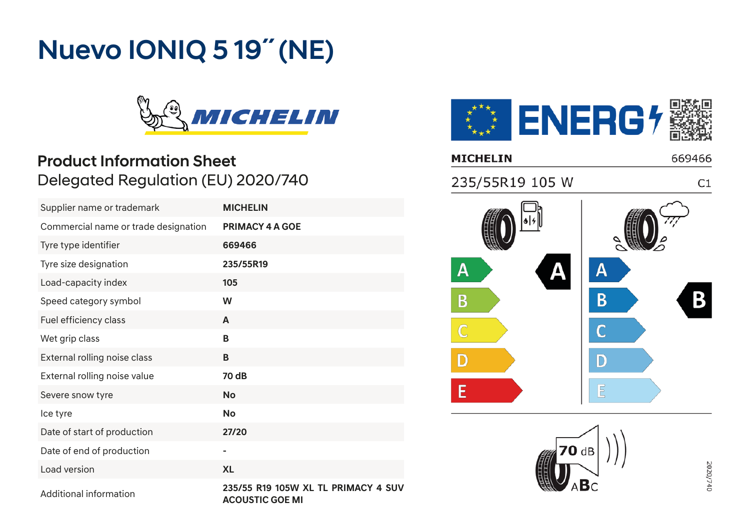# Nuevo IONIQ 5 19˝ (NE)

MICHELIN

## Product Information Sheet

Delegated Regulation (EU) 2020/740

| Supplier name or trademark | MICHELIN |
|---|---|
| Commercial name or trade designation | PRIMACY 4 A GOE |
| Tyre type identifier | 669466 |
| Tyre size designation | 235/55R19 |
| Load-capacity index | 105 |
| Speed category symbol | W |
| Fuel efficiency class | A |
| Wet grip class | B |
| External rolling noise class | B |
| External rolling noise value | 70 dB |
| Severe snow tyre | No |
| Ice tyre | No |
| Date of start of production | 27/20 |
| Date of end of production | - |
| Load version | XL |
| Additional information | 235/55 R19 105W XL TL PRIMACY 4 SUV ACOUSTIC GOE MI |

ENERGY

MICHELIN 669466

235/55R19 105 W C1

Fuel efficiency: A B C D E — **A**

Wet grip: A B C D E — **B**

70 dB ABC

2020/740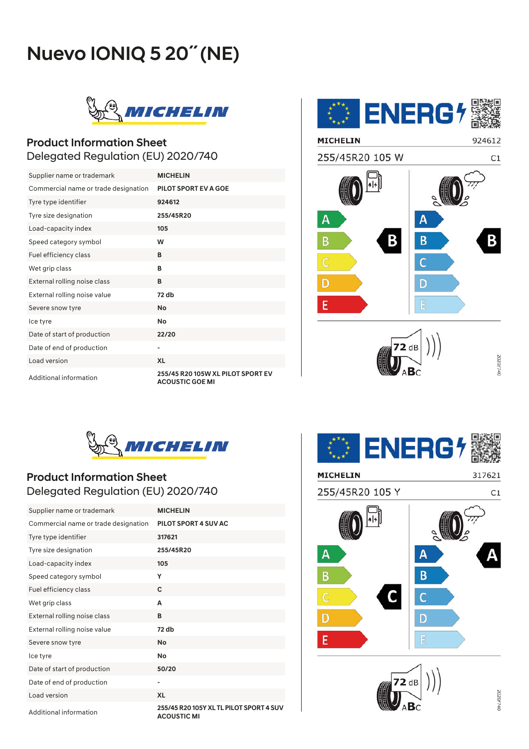# Nuevo IONIQ 5 20˝ (NE)

MICHELIN

## Product Information Sheet
Delegated Regulation (EU) 2020/740

| | |
|---|---|
| Supplier name or trademark | **MICHELIN** |
| Commercial name or trade designation | **PILOT SPORT EV A GOE** |
| Tyre type identifier | **924612** |
| Tyre size designation | **255/45R20** |
| Load-capacity index | **105** |
| Speed category symbol | **W** |
| Fuel efficiency class | **B** |
| Wet grip class | **B** |
| External rolling noise class | **B** |
| External rolling noise value | **72 db** |
| Severe snow tyre | **No** |
| Ice tyre | **No** |
| Date of start of production | **22/20** |
| Date of end of production | **-** |
| Load version | **XL** |
| Additional information | **255/45 R20 105W XL PILOT SPORT EV ACOUSTIC GOE MI** |

ENERG

MICHELIN 924612

255/45R20 105 W C1

A
B
C
D
E

B

A
B
C
D
E

B

72 dB

ABC

2020/740

MICHELIN

## Product Information Sheet
Delegated Regulation (EU) 2020/740

| | |
|---|---|
| Supplier name or trademark | **MICHELIN** |
| Commercial name or trade designation | **PILOT SPORT 4 SUV AC** |
| Tyre type identifier | **317621** |
| Tyre size designation | **255/45R20** |
| Load-capacity index | **105** |
| Speed category symbol | **Y** |
| Fuel efficiency class | **C** |
| Wet grip class | **A** |
| External rolling noise class | **B** |
| External rolling noise value | **72 db** |
| Severe snow tyre | **No** |
| Ice tyre | **No** |
| Date of start of production | **50/20** |
| Date of end of production | **-** |
| Load version | **XL** |
| Additional information | **255/45 R20 105Y XL TL PILOT SPORT 4 SUV ACOUSTIC MI** |

ENERG

MICHELIN 317621

255/45R20 105 Y C1

A
B
C
D
E

C

A
B
C
D
E

A

72 dB

ABC

2020/740